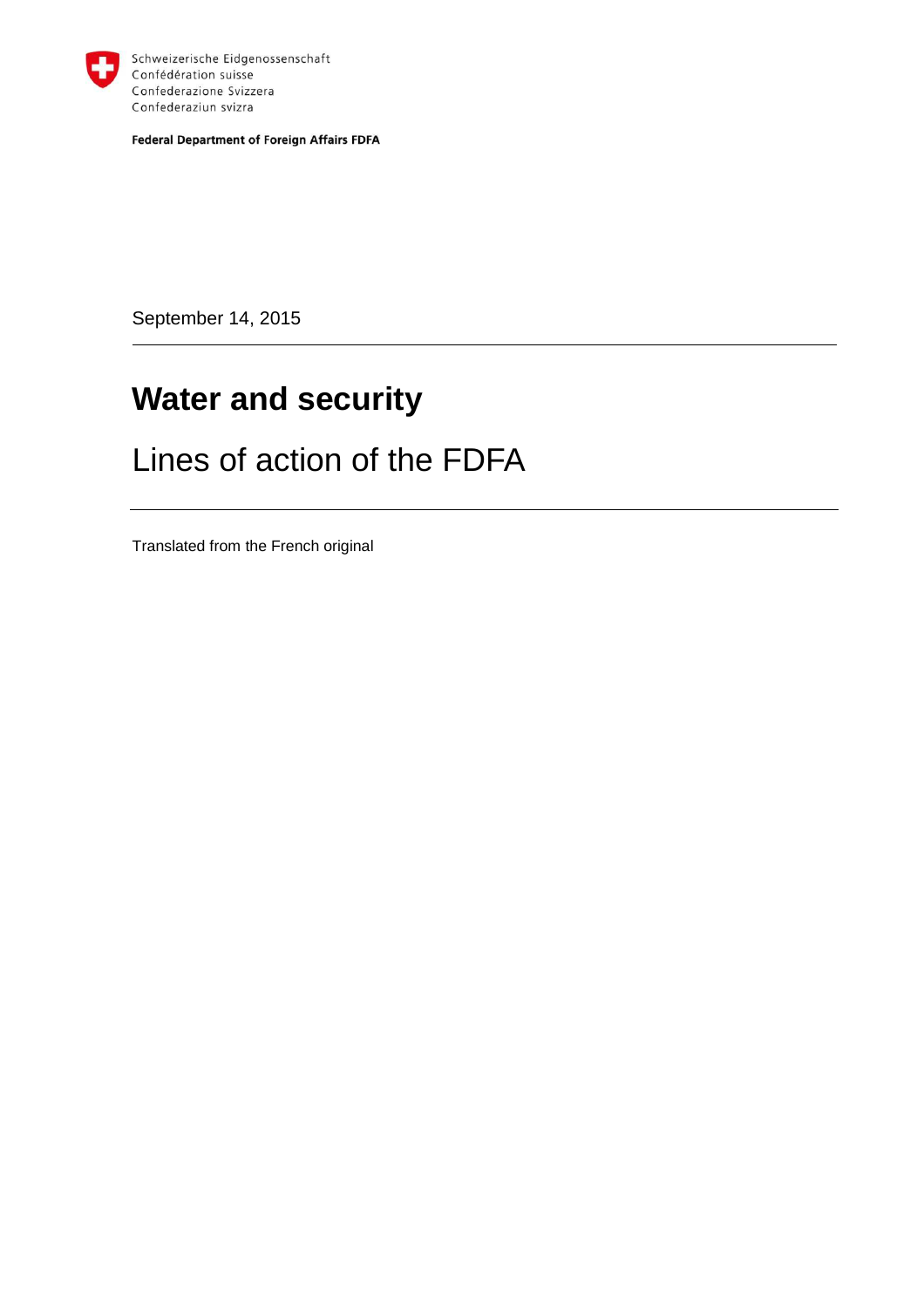Schweizerische Eidgenossenschaft
Confédération suisse
Confederazione Svizzera
Confederaziun svizra

**Federal Department of Foreign Affairs FDFA**

September 14, 2015

# Water and security

## Lines of action of the FDFA

Translated from the French original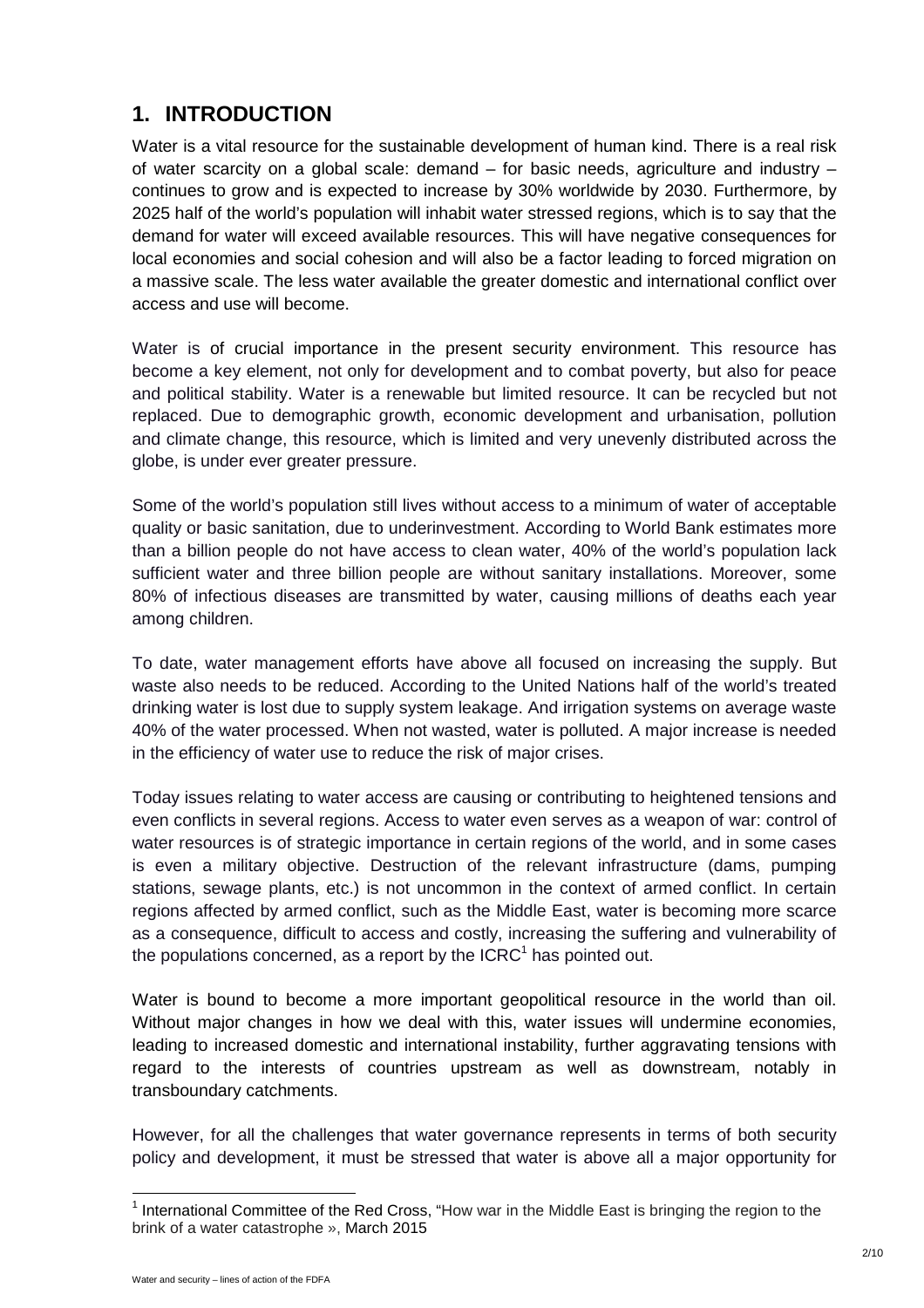# 1. INTRODUCTION

Water is a vital resource for the sustainable development of human kind. There is a real risk of water scarcity on a global scale: demand – for basic needs, agriculture and industry – continues to grow and is expected to increase by 30% worldwide by 2030. Furthermore, by 2025 half of the world's population will inhabit water stressed regions, which is to say that the demand for water will exceed available resources. This will have negative consequences for local economies and social cohesion and will also be a factor leading to forced migration on a massive scale. The less water available the greater domestic and international conflict over access and use will become.

Water is of crucial importance in the present security environment. This resource has become a key element, not only for development and to combat poverty, but also for peace and political stability. Water is a renewable but limited resource. It can be recycled but not replaced. Due to demographic growth, economic development and urbanisation, pollution and climate change, this resource, which is limited and very unevenly distributed across the globe, is under ever greater pressure.

Some of the world's population still lives without access to a minimum of water of acceptable quality or basic sanitation, due to underinvestment. According to World Bank estimates more than a billion people do not have access to clean water, 40% of the world's population lack sufficient water and three billion people are without sanitary installations. Moreover, some 80% of infectious diseases are transmitted by water, causing millions of deaths each year among children.

To date, water management efforts have above all focused on increasing the supply. But waste also needs to be reduced. According to the United Nations half of the world's treated drinking water is lost due to supply system leakage. And irrigation systems on average waste 40% of the water processed. When not wasted, water is polluted. A major increase is needed in the efficiency of water use to reduce the risk of major crises.

Today issues relating to water access are causing or contributing to heightened tensions and even conflicts in several regions. Access to water even serves as a weapon of war: control of water resources is of strategic importance in certain regions of the world, and in some cases is even a military objective. Destruction of the relevant infrastructure (dams, pumping stations, sewage plants, etc.) is not uncommon in the context of armed conflict. In certain regions affected by armed conflict, such as the Middle East, water is becoming more scarce as a consequence, difficult to access and costly, increasing the suffering and vulnerability of the populations concerned, as a report by the ICRC[1] has pointed out.

Water is bound to become a more important geopolitical resource in the world than oil. Without major changes in how we deal with this, water issues will undermine economies, leading to increased domestic and international instability, further aggravating tensions with regard to the interests of countries upstream as well as downstream, notably in transboundary catchments.

However, for all the challenges that water governance represents in terms of both security policy and development, it must be stressed that water is above all a major opportunity for

[1] International Committee of the Red Cross, "How war in the Middle East is bringing the region to the brink of a water catastrophe », March 2015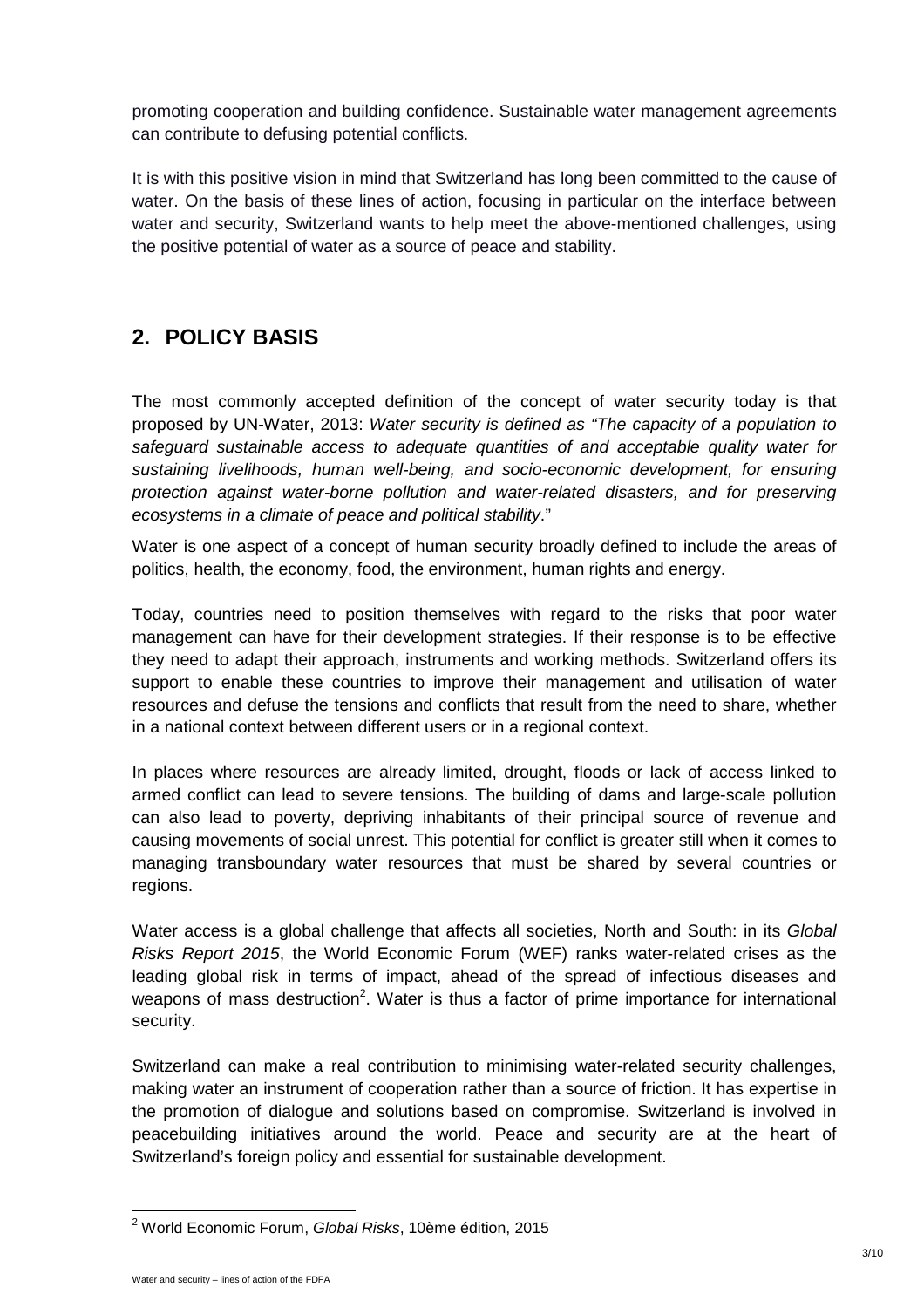promoting cooperation and building confidence. Sustainable water management agreements can contribute to defusing potential conflicts.

It is with this positive vision in mind that Switzerland has long been committed to the cause of water. On the basis of these lines of action, focusing in particular on the interface between water and security, Switzerland wants to help meet the above-mentioned challenges, using the positive potential of water as a source of peace and stability.

## 2. POLICY BASIS

The most commonly accepted definition of the concept of water security today is that proposed by UN-Water, 2013: *Water security is defined as "The capacity of a population to safeguard sustainable access to adequate quantities of and acceptable quality water for sustaining livelihoods, human well-being, and socio-economic development, for ensuring protection against water-borne pollution and water-related disasters, and for preserving ecosystems in a climate of peace and political stability*."

Water is one aspect of a concept of human security broadly defined to include the areas of politics, health, the economy, food, the environment, human rights and energy.

Today, countries need to position themselves with regard to the risks that poor water management can have for their development strategies. If their response is to be effective they need to adapt their approach, instruments and working methods. Switzerland offers its support to enable these countries to improve their management and utilisation of water resources and defuse the tensions and conflicts that result from the need to share, whether in a national context between different users or in a regional context.

In places where resources are already limited, drought, floods or lack of access linked to armed conflict can lead to severe tensions. The building of dams and large-scale pollution can also lead to poverty, depriving inhabitants of their principal source of revenue and causing movements of social unrest. This potential for conflict is greater still when it comes to managing transboundary water resources that must be shared by several countries or regions.

Water access is a global challenge that affects all societies, North and South: in its *Global Risks Report 2015*, the World Economic Forum (WEF) ranks water-related crises as the leading global risk in terms of impact, ahead of the spread of infectious diseases and weapons of mass destruction[2]. Water is thus a factor of prime importance for international security.

Switzerland can make a real contribution to minimising water-related security challenges, making water an instrument of cooperation rather than a source of friction. It has expertise in the promotion of dialogue and solutions based on compromise. Switzerland is involved in peacebuilding initiatives around the world. Peace and security are at the heart of Switzerland's foreign policy and essential for sustainable development.

---

[2] World Economic Forum, *Global Risks*, 10ème édition, 2015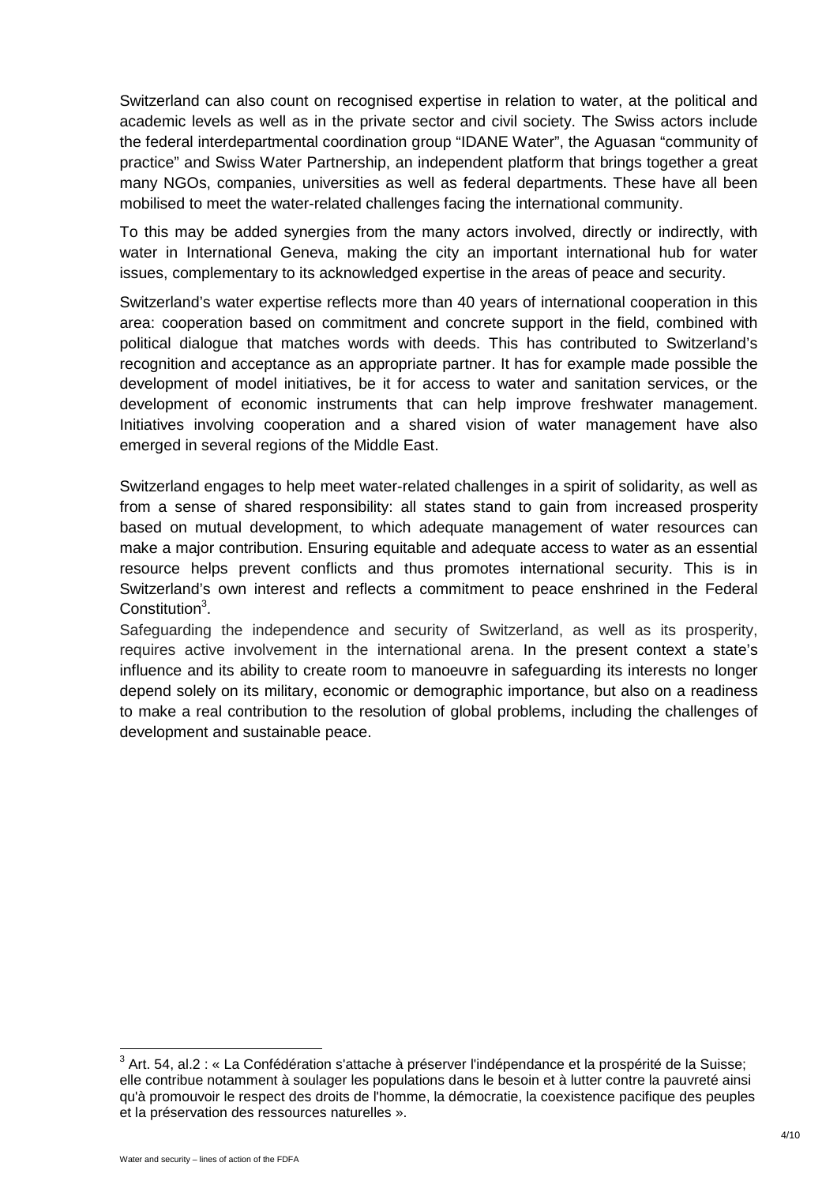Switzerland can also count on recognised expertise in relation to water, at the political and academic levels as well as in the private sector and civil society. The Swiss actors include the federal interdepartmental coordination group "IDANE Water", the Aguasan "community of practice" and Swiss Water Partnership, an independent platform that brings together a great many NGOs, companies, universities as well as federal departments. These have all been mobilised to meet the water-related challenges facing the international community.

To this may be added synergies from the many actors involved, directly or indirectly, with water in International Geneva, making the city an important international hub for water issues, complementary to its acknowledged expertise in the areas of peace and security.

Switzerland's water expertise reflects more than 40 years of international cooperation in this area: cooperation based on commitment and concrete support in the field, combined with political dialogue that matches words with deeds. This has contributed to Switzerland's recognition and acceptance as an appropriate partner. It has for example made possible the development of model initiatives, be it for access to water and sanitation services, or the development of economic instruments that can help improve freshwater management. Initiatives involving cooperation and a shared vision of water management have also emerged in several regions of the Middle East.

Switzerland engages to help meet water-related challenges in a spirit of solidarity, as well as from a sense of shared responsibility: all states stand to gain from increased prosperity based on mutual development, to which adequate management of water resources can make a major contribution. Ensuring equitable and adequate access to water as an essential resource helps prevent conflicts and thus promotes international security. This is in Switzerland's own interest and reflects a commitment to peace enshrined in the Federal Constitution[3].

Safeguarding the independence and security of Switzerland, as well as its prosperity, requires active involvement in the international arena. In the present context a state's influence and its ability to create room to manoeuvre in safeguarding its interests no longer depend solely on its military, economic or demographic importance, but also on a readiness to make a real contribution to the resolution of global problems, including the challenges of development and sustainable peace.

---

[3] Art. 54, al.2 : « La Confédération s'attache à préserver l'indépendance et la prospérité de la Suisse; elle contribue notamment à soulager les populations dans le besoin et à lutter contre la pauvreté ainsi qu'à promouvoir le respect des droits de l'homme, la démocratie, la coexistence pacifique des peuples et la préservation des ressources naturelles ».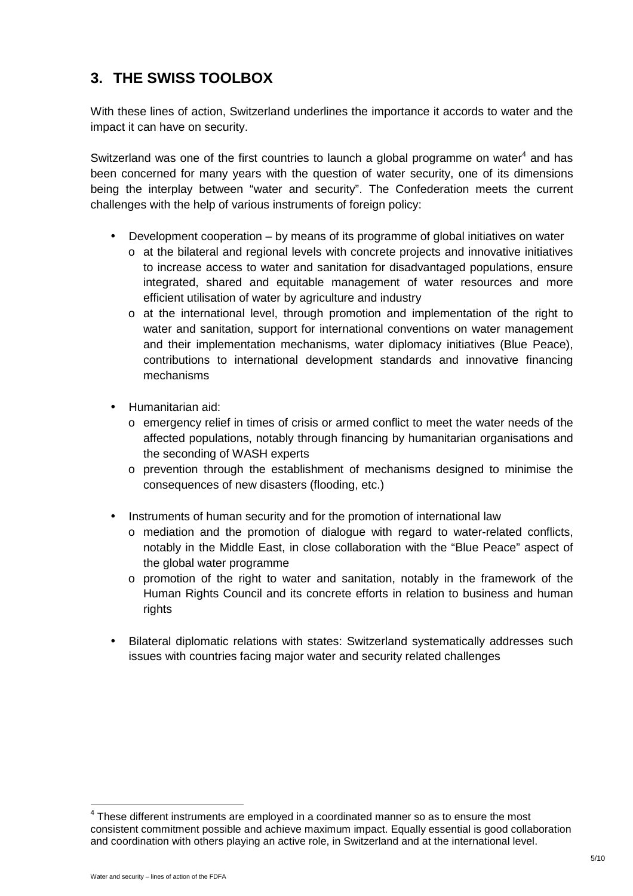## 3. THE SWISS TOOLBOX

With these lines of action, Switzerland underlines the importance it accords to water and the impact it can have on security.

Switzerland was one of the first countries to launch a global programme on water[4] and has been concerned for many years with the question of water security, one of its dimensions being the interplay between "water and security". The Confederation meets the current challenges with the help of various instruments of foreign policy:

- Development cooperation – by means of its programme of global initiatives on water
  - at the bilateral and regional levels with concrete projects and innovative initiatives to increase access to water and sanitation for disadvantaged populations, ensure integrated, shared and equitable management of water resources and more efficient utilisation of water by agriculture and industry
  - at the international level, through promotion and implementation of the right to water and sanitation, support for international conventions on water management and their implementation mechanisms, water diplomacy initiatives (Blue Peace), contributions to international development standards and innovative financing mechanisms

- Humanitarian aid:
  - emergency relief in times of crisis or armed conflict to meet the water needs of the affected populations, notably through financing by humanitarian organisations and the seconding of WASH experts
  - prevention through the establishment of mechanisms designed to minimise the consequences of new disasters (flooding, etc.)

- Instruments of human security and for the promotion of international law
  - mediation and the promotion of dialogue with regard to water-related conflicts, notably in the Middle East, in close collaboration with the "Blue Peace" aspect of the global water programme
  - promotion of the right to water and sanitation, notably in the framework of the Human Rights Council and its concrete efforts in relation to business and human rights

- Bilateral diplomatic relations with states: Switzerland systematically addresses such issues with countries facing major water and security related challenges

[4] These different instruments are employed in a coordinated manner so as to ensure the most consistent commitment possible and achieve maximum impact. Equally essential is good collaboration and coordination with others playing an active role, in Switzerland and at the international level.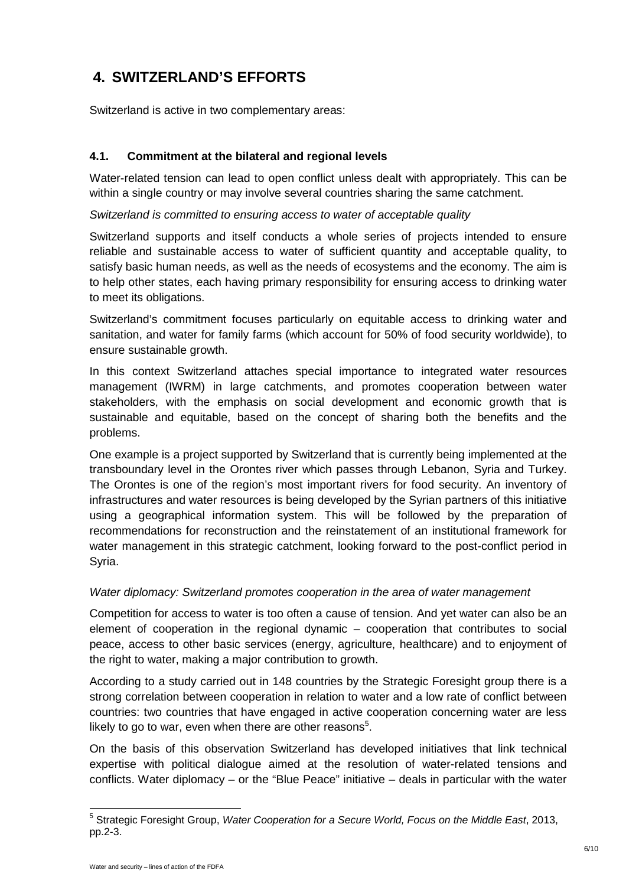## 4. SWITZERLAND'S EFFORTS

Switzerland is active in two complementary areas:

### 4.1. Commitment at the bilateral and regional levels

Water-related tension can lead to open conflict unless dealt with appropriately. This can be within a single country or may involve several countries sharing the same catchment.

*Switzerland is committed to ensuring access to water of acceptable quality*

Switzerland supports and itself conducts a whole series of projects intended to ensure reliable and sustainable access to water of sufficient quantity and acceptable quality, to satisfy basic human needs, as well as the needs of ecosystems and the economy. The aim is to help other states, each having primary responsibility for ensuring access to drinking water to meet its obligations.

Switzerland's commitment focuses particularly on equitable access to drinking water and sanitation, and water for family farms (which account for 50% of food security worldwide), to ensure sustainable growth.

In this context Switzerland attaches special importance to integrated water resources management (IWRM) in large catchments, and promotes cooperation between water stakeholders, with the emphasis on social development and economic growth that is sustainable and equitable, based on the concept of sharing both the benefits and the problems.

One example is a project supported by Switzerland that is currently being implemented at the transboundary level in the Orontes river which passes through Lebanon, Syria and Turkey. The Orontes is one of the region's most important rivers for food security. An inventory of infrastructures and water resources is being developed by the Syrian partners of this initiative using a geographical information system. This will be followed by the preparation of recommendations for reconstruction and the reinstatement of an institutional framework for water management in this strategic catchment, looking forward to the post-conflict period in Syria.

*Water diplomacy: Switzerland promotes cooperation in the area of water management*

Competition for access to water is too often a cause of tension. And yet water can also be an element of cooperation in the regional dynamic – cooperation that contributes to social peace, access to other basic services (energy, agriculture, healthcare) and to enjoyment of the right to water, making a major contribution to growth.

According to a study carried out in 148 countries by the Strategic Foresight group there is a strong correlation between cooperation in relation to water and a low rate of conflict between countries: two countries that have engaged in active cooperation concerning water are less likely to go to war, even when there are other reasons[5].

On the basis of this observation Switzerland has developed initiatives that link technical expertise with political dialogue aimed at the resolution of water-related tensions and conflicts. Water diplomacy – or the "Blue Peace" initiative – deals in particular with the water

[5] Strategic Foresight Group, *Water Cooperation for a Secure World, Focus on the Middle East*, 2013, pp.2-3.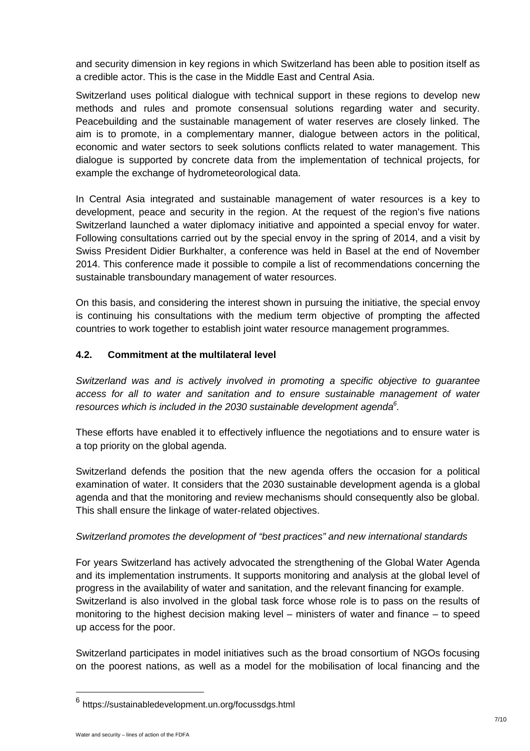and security dimension in key regions in which Switzerland has been able to position itself as a credible actor. This is the case in the Middle East and Central Asia.

Switzerland uses political dialogue with technical support in these regions to develop new methods and rules and promote consensual solutions regarding water and security. Peacebuilding and the sustainable management of water reserves are closely linked. The aim is to promote, in a complementary manner, dialogue between actors in the political, economic and water sectors to seek solutions conflicts related to water management. This dialogue is supported by concrete data from the implementation of technical projects, for example the exchange of hydrometeorological data.

In Central Asia integrated and sustainable management of water resources is a key to development, peace and security in the region. At the request of the region's five nations Switzerland launched a water diplomacy initiative and appointed a special envoy for water. Following consultations carried out by the special envoy in the spring of 2014, and a visit by Swiss President Didier Burkhalter, a conference was held in Basel at the end of November 2014. This conference made it possible to compile a list of recommendations concerning the sustainable transboundary management of water resources.

On this basis, and considering the interest shown in pursuing the initiative, the special envoy is continuing his consultations with the medium term objective of prompting the affected countries to work together to establish joint water resource management programmes.

### 4.2. Commitment at the multilateral level

*Switzerland was and is actively involved in promoting a specific objective to guarantee access for all to water and sanitation and to ensure sustainable management of water resources which is included in the 2030 sustainable development agenda*[6].

These efforts have enabled it to effectively influence the negotiations and to ensure water is a top priority on the global agenda.

Switzerland defends the position that the new agenda offers the occasion for a political examination of water. It considers that the 2030 sustainable development agenda is a global agenda and that the monitoring and review mechanisms should consequently also be global. This shall ensure the linkage of water-related objectives.

*Switzerland promotes the development of "best practices" and new international standards*

For years Switzerland has actively advocated the strengthening of the Global Water Agenda and its implementation instruments. It supports monitoring and analysis at the global level of progress in the availability of water and sanitation, and the relevant financing for example. Switzerland is also involved in the global task force whose role is to pass on the results of monitoring to the highest decision making level – ministers of water and finance – to speed up access for the poor.

Switzerland participates in model initiatives such as the broad consortium of NGOs focusing on the poorest nations, as well as a model for the mobilisation of local financing and the

---

[6] https://sustainabledevelopment.un.org/focussdgs.html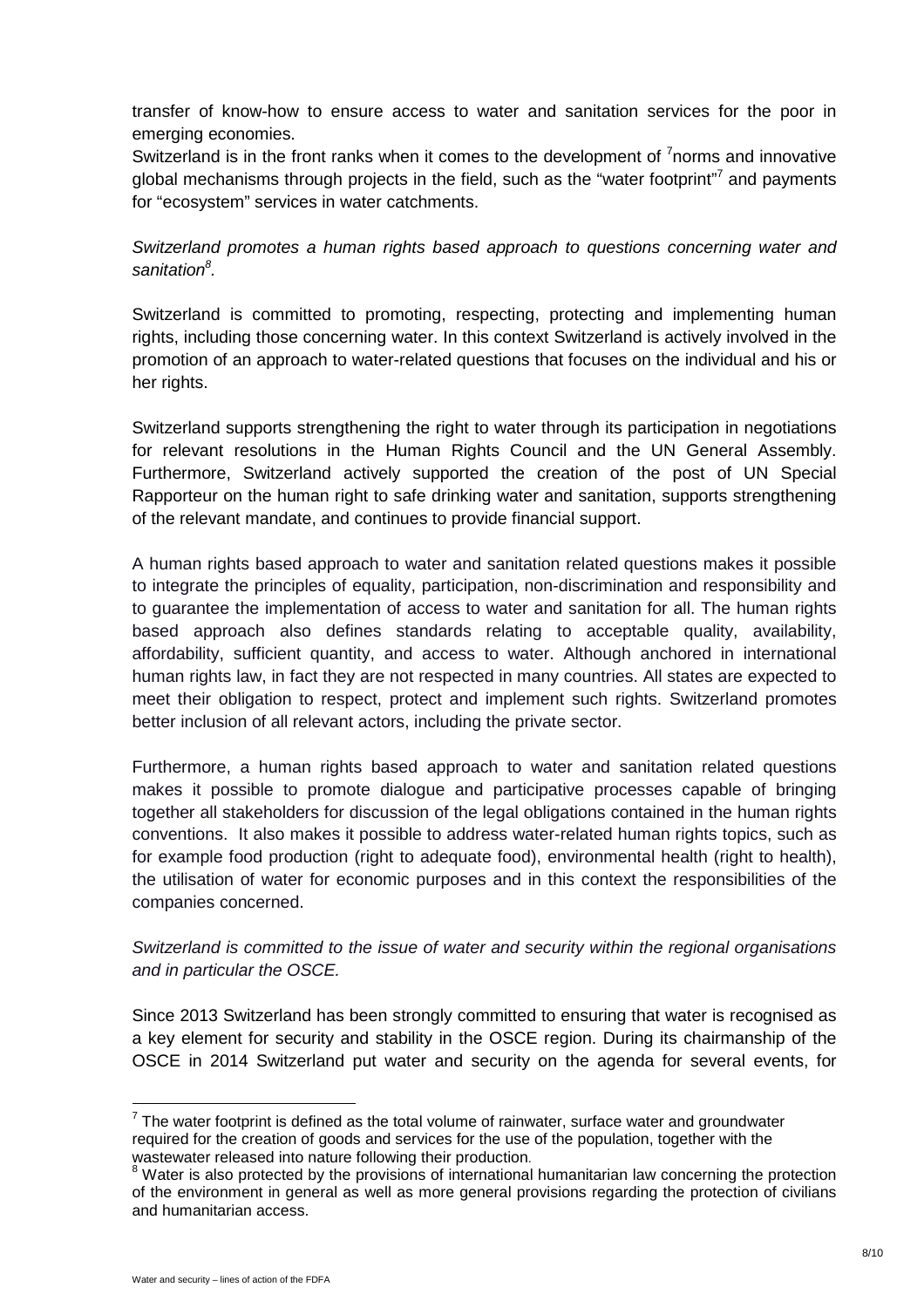transfer of know-how to ensure access to water and sanitation services for the poor in emerging economies.

Switzerland is in the front ranks when it comes to the development of [7]norms and innovative global mechanisms through projects in the field, such as the "water footprint"[7] and payments for "ecosystem" services in water catchments.

*Switzerland promotes a human rights based approach to questions concerning water and sanitation[8].*

Switzerland is committed to promoting, respecting, protecting and implementing human rights, including those concerning water. In this context Switzerland is actively involved in the promotion of an approach to water-related questions that focuses on the individual and his or her rights.

Switzerland supports strengthening the right to water through its participation in negotiations for relevant resolutions in the Human Rights Council and the UN General Assembly. Furthermore, Switzerland actively supported the creation of the post of UN Special Rapporteur on the human right to safe drinking water and sanitation, supports strengthening of the relevant mandate, and continues to provide financial support.

A human rights based approach to water and sanitation related questions makes it possible to integrate the principles of equality, participation, non-discrimination and responsibility and to guarantee the implementation of access to water and sanitation for all. The human rights based approach also defines standards relating to acceptable quality, availability, affordability, sufficient quantity, and access to water. Although anchored in international human rights law, in fact they are not respected in many countries. All states are expected to meet their obligation to respect, protect and implement such rights. Switzerland promotes better inclusion of all relevant actors, including the private sector.

Furthermore, a human rights based approach to water and sanitation related questions makes it possible to promote dialogue and participative processes capable of bringing together all stakeholders for discussion of the legal obligations contained in the human rights conventions. It also makes it possible to address water-related human rights topics, such as for example food production (right to adequate food), environmental health (right to health), the utilisation of water for economic purposes and in this context the responsibilities of the companies concerned.

*Switzerland is committed to the issue of water and security within the regional organisations and in particular the OSCE.*

Since 2013 Switzerland has been strongly committed to ensuring that water is recognised as a key element for security and stability in the OSCE region. During its chairmanship of the OSCE in 2014 Switzerland put water and security on the agenda for several events, for

---

[7] The water footprint is defined as the total volume of rainwater, surface water and groundwater required for the creation of goods and services for the use of the population, together with the wastewater released into nature following their production.

[8] Water is also protected by the provisions of international humanitarian law concerning the protection of the environment in general as well as more general provisions regarding the protection of civilians and humanitarian access.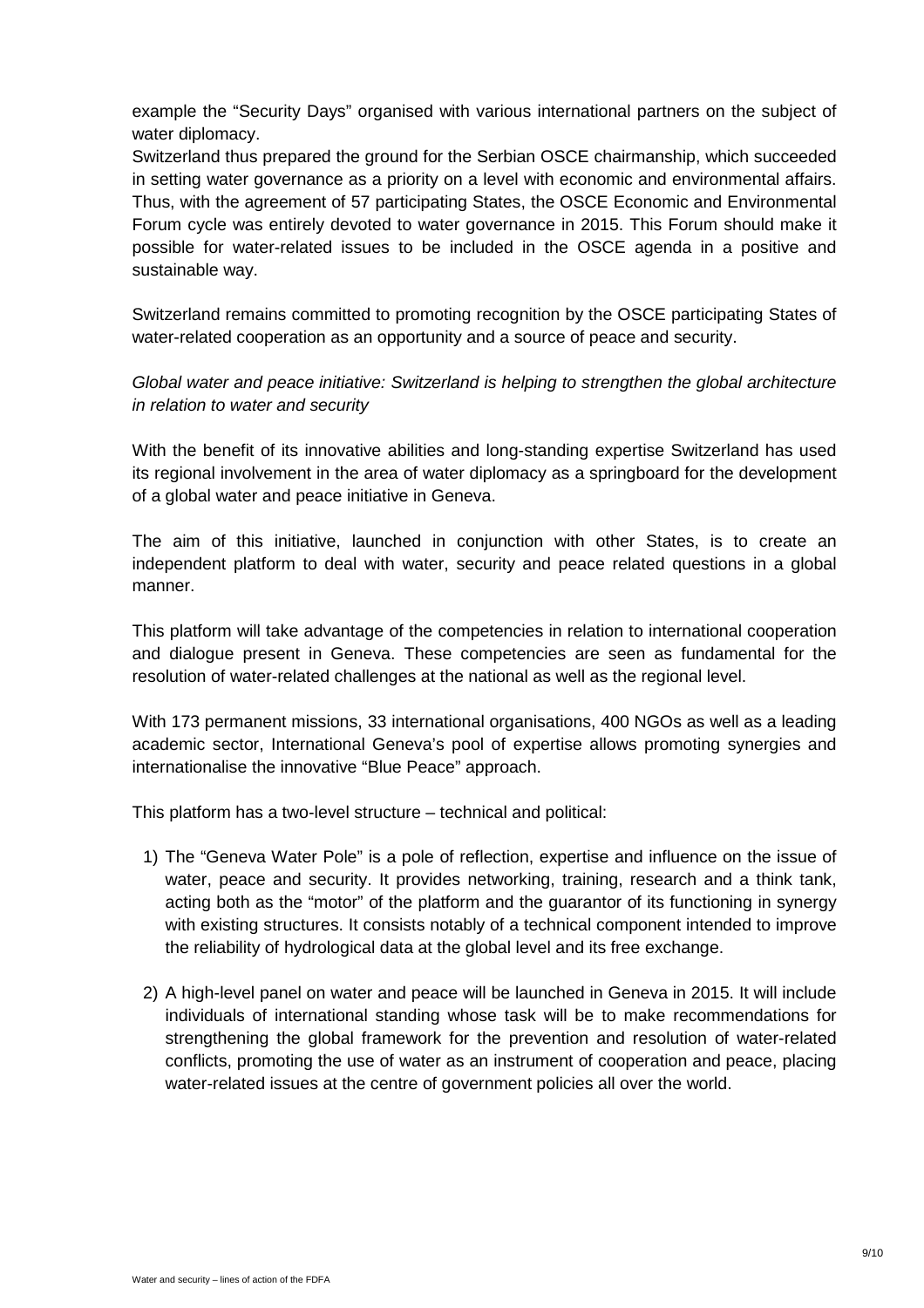example the "Security Days" organised with various international partners on the subject of water diplomacy.

Switzerland thus prepared the ground for the Serbian OSCE chairmanship, which succeeded in setting water governance as a priority on a level with economic and environmental affairs. Thus, with the agreement of 57 participating States, the OSCE Economic and Environmental Forum cycle was entirely devoted to water governance in 2015. This Forum should make it possible for water-related issues to be included in the OSCE agenda in a positive and sustainable way.

Switzerland remains committed to promoting recognition by the OSCE participating States of water-related cooperation as an opportunity and a source of peace and security.

*Global water and peace initiative: Switzerland is helping to strengthen the global architecture in relation to water and security*

With the benefit of its innovative abilities and long-standing expertise Switzerland has used its regional involvement in the area of water diplomacy as a springboard for the development of a global water and peace initiative in Geneva.

The aim of this initiative, launched in conjunction with other States, is to create an independent platform to deal with water, security and peace related questions in a global manner.

This platform will take advantage of the competencies in relation to international cooperation and dialogue present in Geneva. These competencies are seen as fundamental for the resolution of water-related challenges at the national as well as the regional level.

With 173 permanent missions, 33 international organisations, 400 NGOs as well as a leading academic sector, International Geneva's pool of expertise allows promoting synergies and internationalise the innovative "Blue Peace" approach.

This platform has a two-level structure – technical and political:

1) The "Geneva Water Pole" is a pole of reflection, expertise and influence on the issue of water, peace and security. It provides networking, training, research and a think tank, acting both as the "motor" of the platform and the guarantor of its functioning in synergy with existing structures. It consists notably of a technical component intended to improve the reliability of hydrological data at the global level and its free exchange.

2) A high-level panel on water and peace will be launched in Geneva in 2015. It will include individuals of international standing whose task will be to make recommendations for strengthening the global framework for the prevention and resolution of water-related conflicts, promoting the use of water as an instrument of cooperation and peace, placing water-related issues at the centre of government policies all over the world.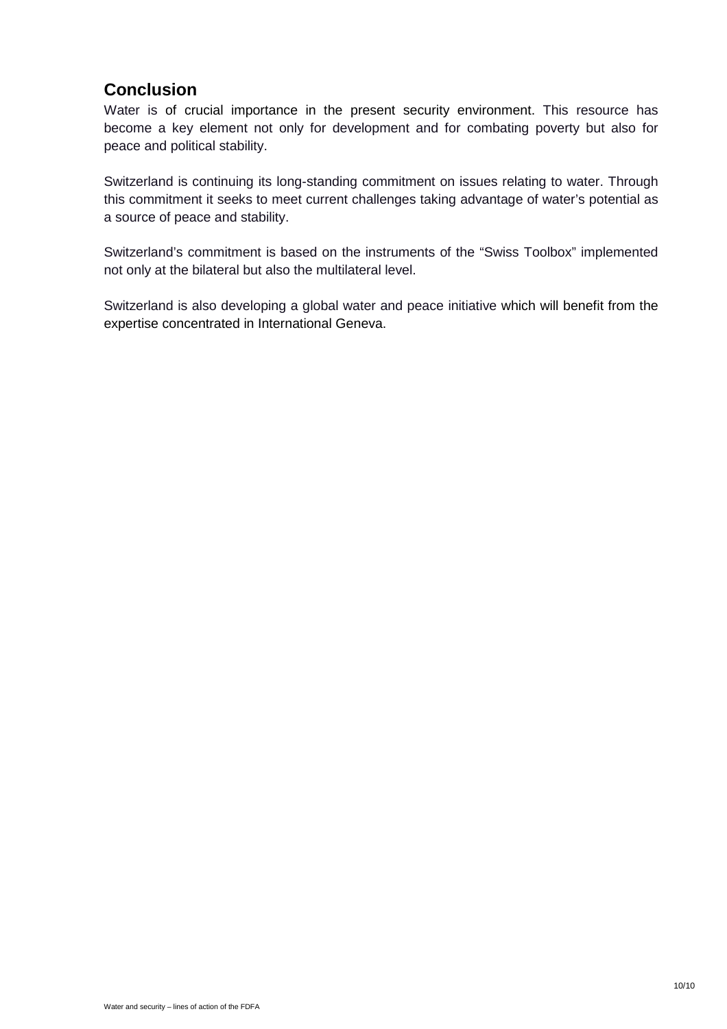## Conclusion

Water is of crucial importance in the present security environment. This resource has become a key element not only for development and for combating poverty but also for peace and political stability.

Switzerland is continuing its long-standing commitment on issues relating to water. Through this commitment it seeks to meet current challenges taking advantage of water's potential as a source of peace and stability.

Switzerland's commitment is based on the instruments of the "Swiss Toolbox" implemented not only at the bilateral but also the multilateral level.

Switzerland is also developing a global water and peace initiative which will benefit from the expertise concentrated in International Geneva.